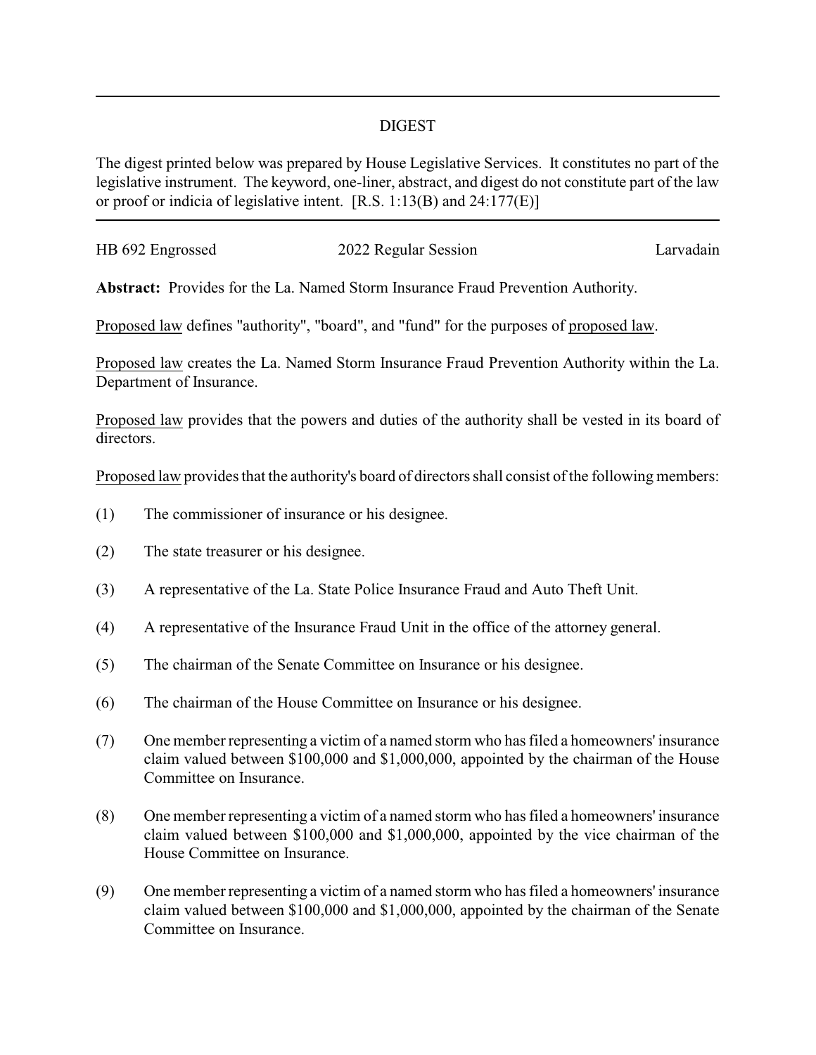# DIGEST

The digest printed below was prepared by House Legislative Services. It constitutes no part of the legislative instrument. The keyword, one-liner, abstract, and digest do not constitute part of the law or proof or indicia of legislative intent. [R.S. 1:13(B) and 24:177(E)]

---

HB 692 Engrossed | 2022 Regular Session | Larvadain

**Abstract:** Provides for the La. Named Storm Insurance Fraud Prevention Authority.

Proposed law defines "authority", "board", and "fund" for the purposes of proposed law.

Proposed law creates the La. Named Storm Insurance Fraud Prevention Authority within the La. Department of Insurance.

Proposed law provides that the powers and duties of the authority shall be vested in its board of directors.

Proposed law provides that the authority's board of directors shall consist of the following members:

(1) The commissioner of insurance or his designee.

(2) The state treasurer or his designee.

(3) A representative of the La. State Police Insurance Fraud and Auto Theft Unit.

(4) A representative of the Insurance Fraud Unit in the office of the attorney general.

(5) The chairman of the Senate Committee on Insurance or his designee.

(6) The chairman of the House Committee on Insurance or his designee.

(7) One member representing a victim of a named storm who has filed a homeowners' insurance claim valued between $100,000 and $1,000,000, appointed by the chairman of the House Committee on Insurance.

(8) One member representing a victim of a named storm who has filed a homeowners' insurance claim valued between $100,000 and $1,000,000, appointed by the vice chairman of the House Committee on Insurance.

(9) One member representing a victim of a named storm who has filed a homeowners' insurance claim valued between $100,000 and $1,000,000, appointed by the chairman of the Senate Committee on Insurance.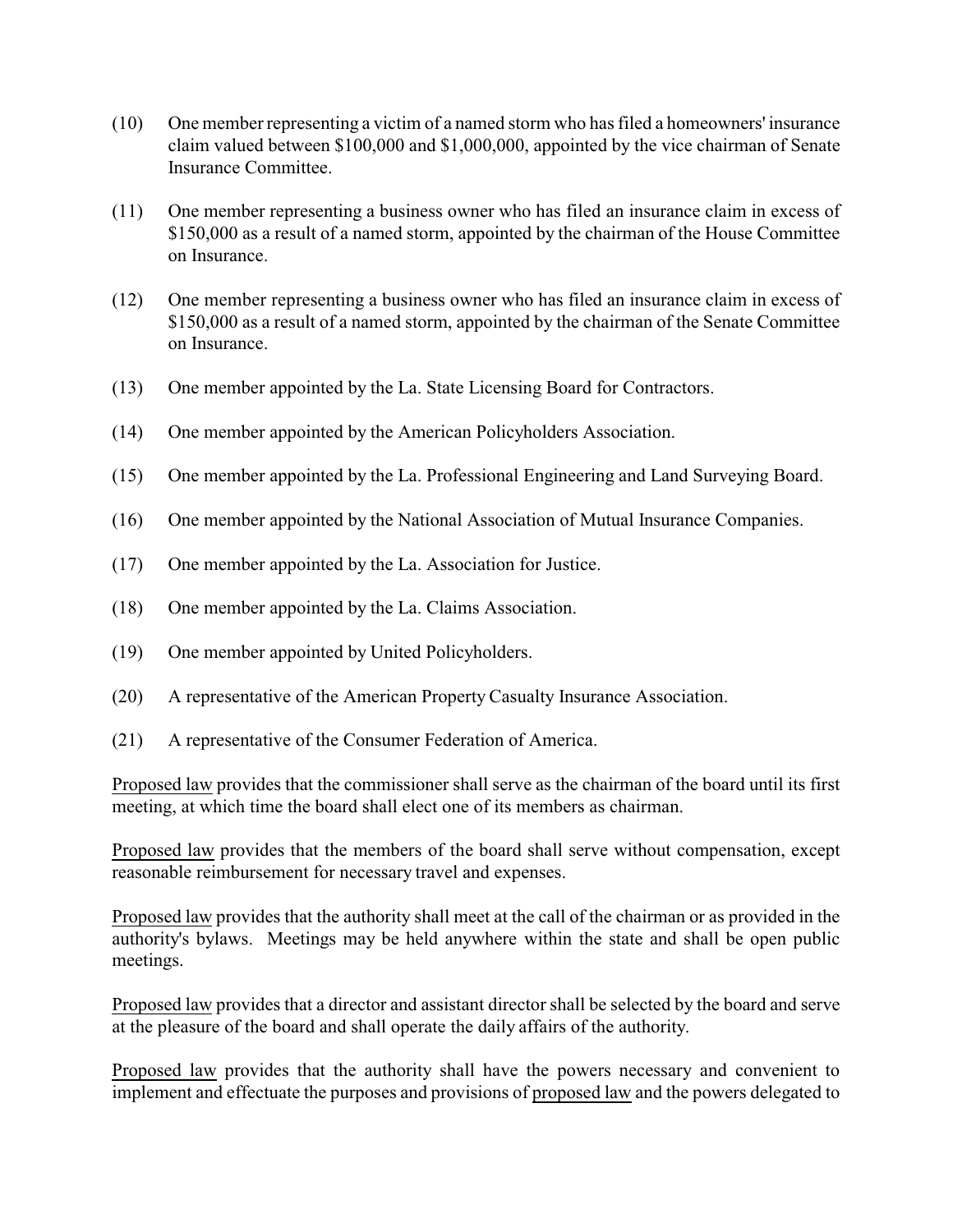(10) One member representing a victim of a named storm who has filed a homeowners' insurance claim valued between \$100,000 and \$1,000,000, appointed by the vice chairman of Senate Insurance Committee.

(11) One member representing a business owner who has filed an insurance claim in excess of \$150,000 as a result of a named storm, appointed by the chairman of the House Committee on Insurance.

(12) One member representing a business owner who has filed an insurance claim in excess of \$150,000 as a result of a named storm, appointed by the chairman of the Senate Committee on Insurance.

(13) One member appointed by the La. State Licensing Board for Contractors.

(14) One member appointed by the American Policyholders Association.

(15) One member appointed by the La. Professional Engineering and Land Surveying Board.

(16) One member appointed by the National Association of Mutual Insurance Companies.

(17) One member appointed by the La. Association for Justice.

(18) One member appointed by the La. Claims Association.

(19) One member appointed by United Policyholders.

(20) A representative of the American Property Casualty Insurance Association.

(21) A representative of the Consumer Federation of America.

Proposed law provides that the commissioner shall serve as the chairman of the board until its first meeting, at which time the board shall elect one of its members as chairman.

Proposed law provides that the members of the board shall serve without compensation, except reasonable reimbursement for necessary travel and expenses.

Proposed law provides that the authority shall meet at the call of the chairman or as provided in the authority's bylaws. Meetings may be held anywhere within the state and shall be open public meetings.

Proposed law provides that a director and assistant director shall be selected by the board and serve at the pleasure of the board and shall operate the daily affairs of the authority.

Proposed law provides that the authority shall have the powers necessary and convenient to implement and effectuate the purposes and provisions of proposed law and the powers delegated to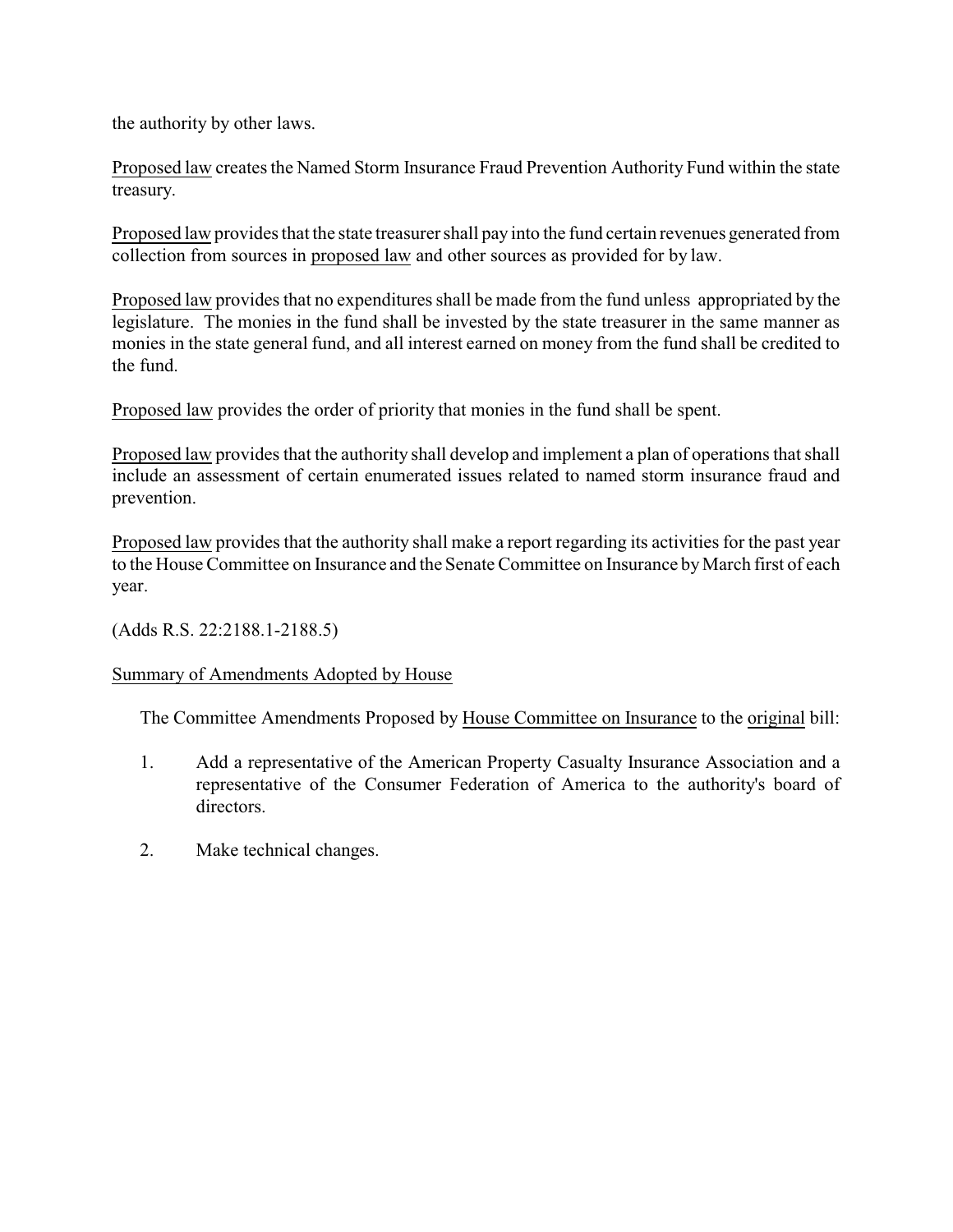the authority by other laws.

Proposed law creates the Named Storm Insurance Fraud Prevention Authority Fund within the state treasury.

Proposed law provides that the state treasurer shall pay into the fund certain revenues generated from collection from sources in proposed law and other sources as provided for by law.

Proposed law provides that no expenditures shall be made from the fund unless appropriated by the legislature. The monies in the fund shall be invested by the state treasurer in the same manner as monies in the state general fund, and all interest earned on money from the fund shall be credited to the fund.

Proposed law provides the order of priority that monies in the fund shall be spent.

Proposed law provides that the authority shall develop and implement a plan of operations that shall include an assessment of certain enumerated issues related to named storm insurance fraud and prevention.

Proposed law provides that the authority shall make a report regarding its activities for the past year to the House Committee on Insurance and the Senate Committee on Insurance by March first of each year.

(Adds R.S. 22:2188.1-2188.5)

Summary of Amendments Adopted by House

The Committee Amendments Proposed by House Committee on Insurance to the original bill:

1. Add a representative of the American Property Casualty Insurance Association and a representative of the Consumer Federation of America to the authority's board of directors.

2. Make technical changes.